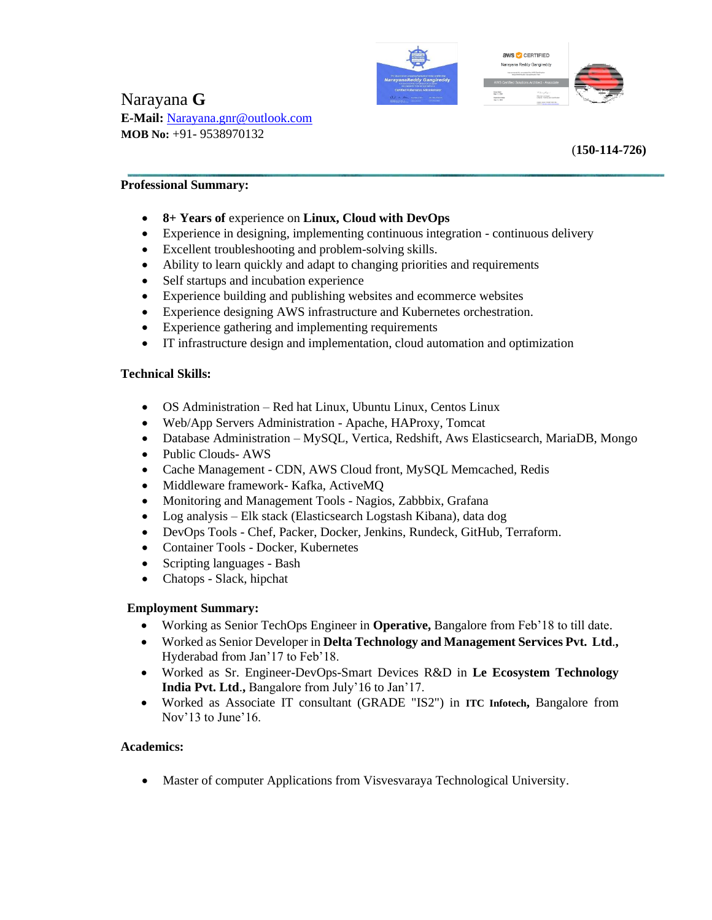Narayana **G**
**E-Mail:** Narayana.gnr@outlook.com
**MOB No:** +91- 9538970132

(**150-114-726)**

**Professional Summary:**

- **8+ Years of** experience on **Linux, Cloud with DevOps**
- Experience in designing, implementing continuous integration - continuous delivery
- Excellent troubleshooting and problem-solving skills.
- Ability to learn quickly and adapt to changing priorities and requirements
- Self startups and incubation experience
- Experience building and publishing websites and ecommerce websites
- Experience designing AWS infrastructure and Kubernetes orchestration.
- Experience gathering and implementing requirements
- IT infrastructure design and implementation, cloud automation and optimization

**Technical Skills:**

- OS Administration – Red hat Linux, Ubuntu Linux, Centos Linux
- Web/App Servers Administration - Apache, HAProxy, Tomcat
- Database Administration – MySQL, Vertica, Redshift, Aws Elasticsearch, MariaDB, Mongo
- Public Clouds- AWS
- Cache Management - CDN, AWS Cloud front, MySQL Memcached, Redis
- Middleware framework- Kafka, ActiveMQ
- Monitoring and Management Tools - Nagios, Zabbbix, Grafana
- Log analysis – Elk stack (Elasticsearch Logstash Kibana), data dog
- DevOps Tools - Chef, Packer, Docker, Jenkins, Rundeck, GitHub, Terraform.
- Container Tools - Docker, Kubernetes
- Scripting languages - Bash
- Chatops - Slack, hipchat

**Employment Summary:**

- Working as Senior TechOps Engineer in **Operative,** Bangalore from Feb'18 to till date.
- Worked as Senior Developer in **Delta Technology and Management Services Pvt. Ltd.,** Hyderabad from Jan'17 to Feb'18.
- Worked as Sr. Engineer-DevOps-Smart Devices R&D in **Le Ecosystem Technology India Pvt. Ltd.,** Bangalore from July'16 to Jan'17.
- Worked as Associate IT consultant (GRADE "IS2") in **ITC Infotech,** Bangalore from Nov'13 to June'16.

**Academics:**

- Master of computer Applications from Visvesvaraya Technological University.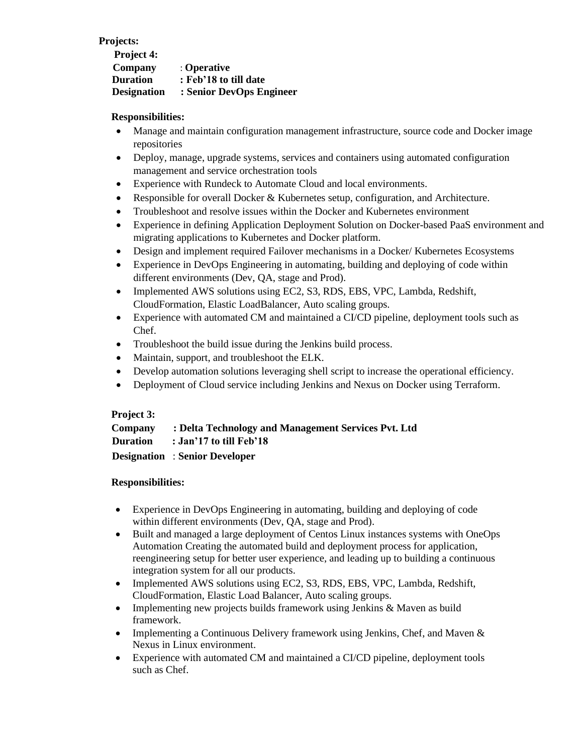**Projects:**

**Project 4:**

**Company** : **Operative**
**Duration** : **Feb'18 to till date**
**Designation** : **Senior DevOps Engineer**

**Responsibilities:**

- Manage and maintain configuration management infrastructure, source code and Docker image repositories
- Deploy, manage, upgrade systems, services and containers using automated configuration management and service orchestration tools
- Experience with Rundeck to Automate Cloud and local environments.
- Responsible for overall Docker & Kubernetes setup, configuration, and Architecture.
- Troubleshoot and resolve issues within the Docker and Kubernetes environment
- Experience in defining Application Deployment Solution on Docker-based PaaS environment and migrating applications to Kubernetes and Docker platform.
- Design and implement required Failover mechanisms in a Docker/ Kubernetes Ecosystems
- Experience in DevOps Engineering in automating, building and deploying of code within different environments (Dev, QA, stage and Prod).
- Implemented AWS solutions using EC2, S3, RDS, EBS, VPC, Lambda, Redshift, CloudFormation, Elastic LoadBalancer, Auto scaling groups.
- Experience with automated CM and maintained a CI/CD pipeline, deployment tools such as Chef.
- Troubleshoot the build issue during the Jenkins build process.
- Maintain, support, and troubleshoot the ELK.
- Develop automation solutions leveraging shell script to increase the operational efficiency.
- Deployment of Cloud service including Jenkins and Nexus on Docker using Terraform.

**Project 3:**

**Company** : **Delta Technology and Management Services Pvt. Ltd**
**Duration** : **Jan'17 to till Feb'18**
**Designation** : **Senior Developer**

**Responsibilities:**

- Experience in DevOps Engineering in automating, building and deploying of code within different environments (Dev, QA, stage and Prod).
- Built and managed a large deployment of Centos Linux instances systems with OneOps Automation Creating the automated build and deployment process for application, reengineering setup for better user experience, and leading up to building a continuous integration system for all our products.
- Implemented AWS solutions using EC2, S3, RDS, EBS, VPC, Lambda, Redshift, CloudFormation, Elastic Load Balancer, Auto scaling groups.
- Implementing new projects builds framework using Jenkins & Maven as build framework.
- Implementing a Continuous Delivery framework using Jenkins, Chef, and Maven & Nexus in Linux environment.
- Experience with automated CM and maintained a CI/CD pipeline, deployment tools such as Chef.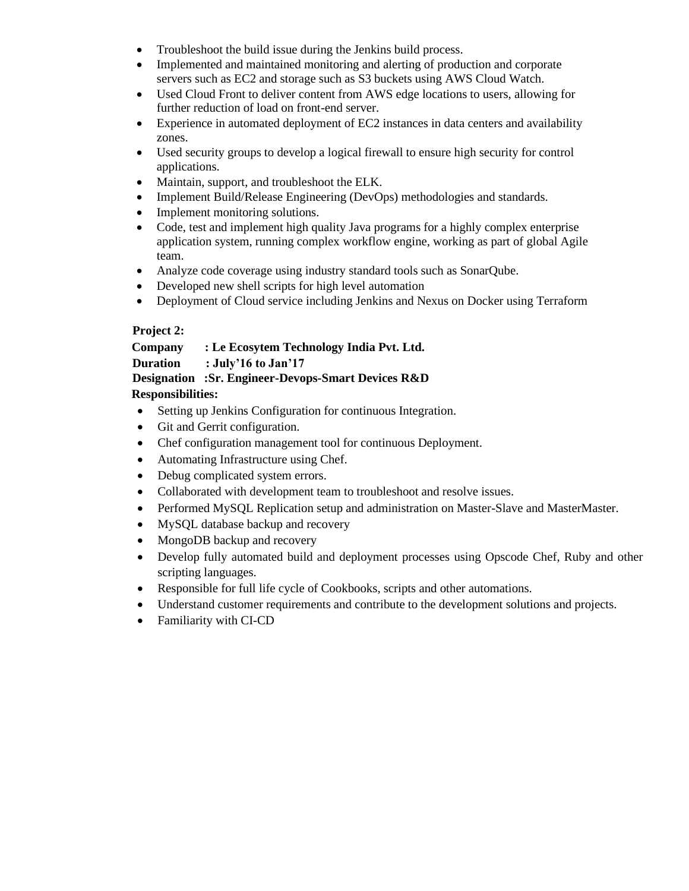- Troubleshoot the build issue during the Jenkins build process.
- Implemented and maintained monitoring and alerting of production and corporate servers such as EC2 and storage such as S3 buckets using AWS Cloud Watch.
- Used Cloud Front to deliver content from AWS edge locations to users, allowing for further reduction of load on front-end server.
- Experience in automated deployment of EC2 instances in data centers and availability zones.
- Used security groups to develop a logical firewall to ensure high security for control applications.
- Maintain, support, and troubleshoot the ELK.
- Implement Build/Release Engineering (DevOps) methodologies and standards.
- Implement monitoring solutions.
- Code, test and implement high quality Java programs for a highly complex enterprise application system, running complex workflow engine, working as part of global Agile team.
- Analyze code coverage using industry standard tools such as SonarQube.
- Developed new shell scripts for high level automation
- Deployment of Cloud service including Jenkins and Nexus on Docker using Terraform

**Project 2:**

**Company : Le Ecosytem Technology India Pvt. Ltd.**

**Duration : July'16 to Jan'17**

**Designation :Sr. Engineer-Devops-Smart Devices R&D**

**Responsibilities:**

- Setting up Jenkins Configuration for continuous Integration.
- Git and Gerrit configuration.
- Chef configuration management tool for continuous Deployment.
- Automating Infrastructure using Chef.
- Debug complicated system errors.
- Collaborated with development team to troubleshoot and resolve issues.
- Performed MySQL Replication setup and administration on Master-Slave and MasterMaster.
- MySQL database backup and recovery
- MongoDB backup and recovery
- Develop fully automated build and deployment processes using Opscode Chef, Ruby and other scripting languages.
- Responsible for full life cycle of Cookbooks, scripts and other automations.
- Understand customer requirements and contribute to the development solutions and projects.
- Familiarity with CI-CD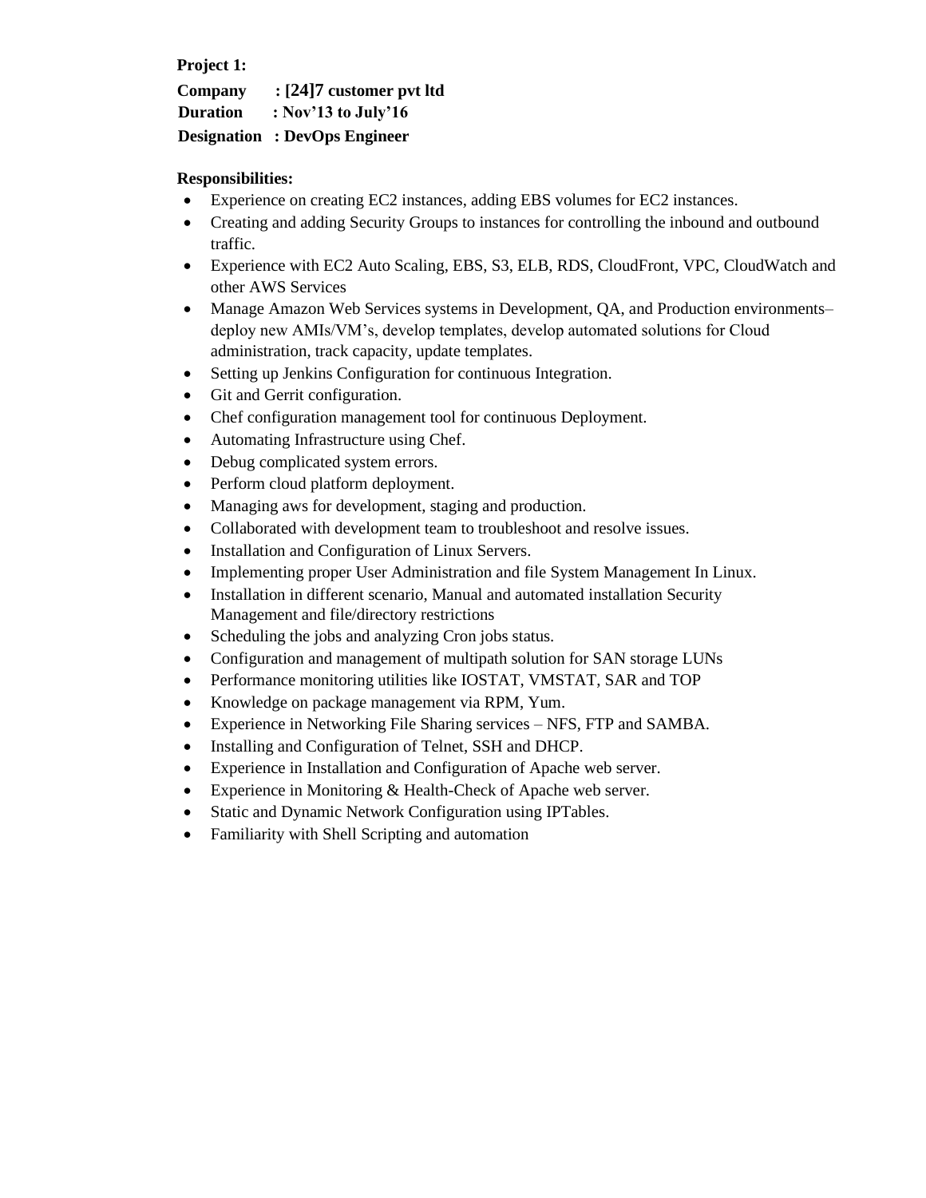**Project 1:**

**Company : [24]7 customer pvt ltd**
**Duration : Nov'13 to July'16**
**Designation : DevOps Engineer**

**Responsibilities:**

- Experience on creating EC2 instances, adding EBS volumes for EC2 instances.
- Creating and adding Security Groups to instances for controlling the inbound and outbound traffic.
- Experience with EC2 Auto Scaling, EBS, S3, ELB, RDS, CloudFront, VPC, CloudWatch and other AWS Services
- Manage Amazon Web Services systems in Development, QA, and Production environments– deploy new AMIs/VM's, develop templates, develop automated solutions for Cloud administration, track capacity, update templates.
- Setting up Jenkins Configuration for continuous Integration.
- Git and Gerrit configuration.
- Chef configuration management tool for continuous Deployment.
- Automating Infrastructure using Chef.
- Debug complicated system errors.
- Perform cloud platform deployment.
- Managing aws for development, staging and production.
- Collaborated with development team to troubleshoot and resolve issues.
- Installation and Configuration of Linux Servers.
- Implementing proper User Administration and file System Management In Linux.
- Installation in different scenario, Manual and automated installation Security Management and file/directory restrictions
- Scheduling the jobs and analyzing Cron jobs status.
- Configuration and management of multipath solution for SAN storage LUNs
- Performance monitoring utilities like IOSTAT, VMSTAT, SAR and TOP
- Knowledge on package management via RPM, Yum.
- Experience in Networking File Sharing services – NFS, FTP and SAMBA.
- Installing and Configuration of Telnet, SSH and DHCP.
- Experience in Installation and Configuration of Apache web server.
- Experience in Monitoring & Health-Check of Apache web server.
- Static and Dynamic Network Configuration using IPTables.
- Familiarity with Shell Scripting and automation